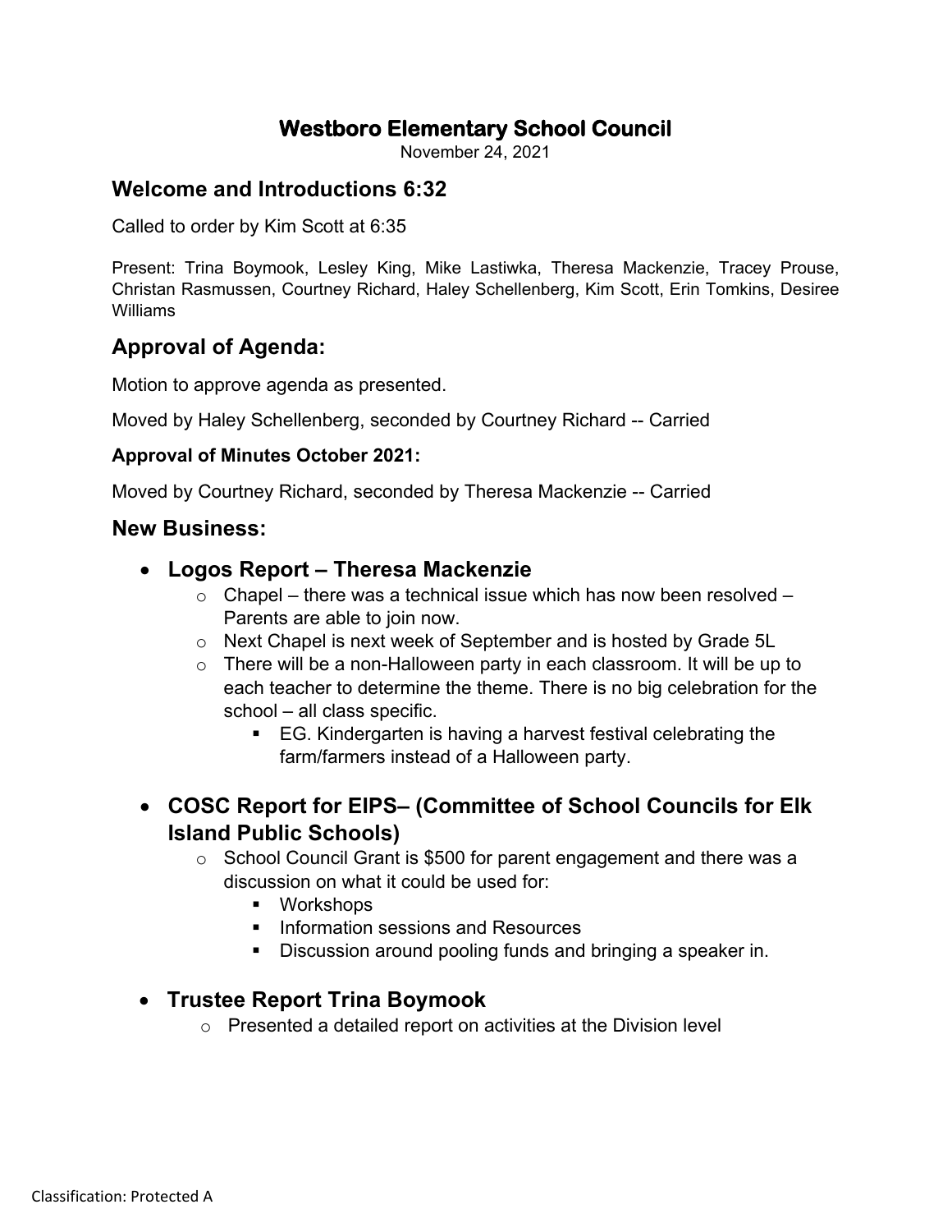# Westboro Elementary School Council

November 24, 2021

## Welcome and Introductions 6:32

Called to order by Kim Scott at 6:35

Present: Trina Boymook, Lesley King, Mike Lastiwka, Theresa Mackenzie, Tracey Prouse, Christan Rasmussen, Courtney Richard, Haley Schellenberg, Kim Scott, Erin Tomkins, Desiree Williams

## Approval of Agenda:

Motion to approve agenda as presented.

Moved by Haley Schellenberg, seconded by Courtney Richard -- Carried

### Approval of Minutes October 2021:

Moved by Courtney Richard, seconded by Theresa Mackenzie -- Carried

## New Business:

- **Logos Report – Theresa Mackenzie**
  - Chapel – there was a technical issue which has now been resolved – Parents are able to join now.
  - Next Chapel is next week of September and is hosted by Grade 5L
  - There will be a non-Halloween party in each classroom. It will be up to each teacher to determine the theme. There is no big celebration for the school – all class specific.
    - EG. Kindergarten is having a harvest festival celebrating the farm/farmers instead of a Halloween party.

- **COSC Report for EIPS– (Committee of School Councils for Elk Island Public Schools)**
  - School Council Grant is $500 for parent engagement and there was a discussion on what it could be used for:
    - Workshops
    - Information sessions and Resources
    - Discussion around pooling funds and bringing a speaker in.

- **Trustee Report Trina Boymook**
  - Presented a detailed report on activities at the Division level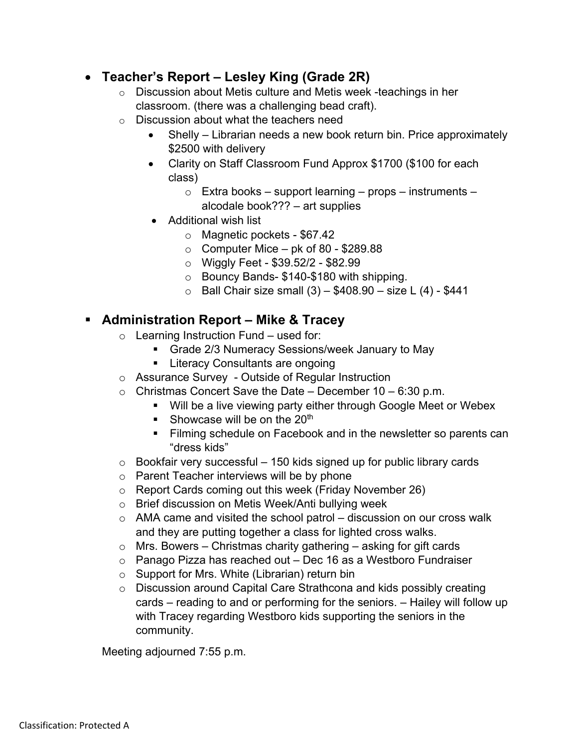- **Teacher's Report – Lesley King (Grade 2R)**
  - Discussion about Metis culture and Metis week -teachings in her classroom. (there was a challenging bead craft).
  - Discussion about what the teachers need
    - Shelly – Librarian needs a new book return bin. Price approximately $2500 with delivery
    - Clarity on Staff Classroom Fund Approx $1700 ($100 for each class)
      - Extra books – support learning – props – instruments – alcodale book??? – art supplies
    - Additional wish list
      - Magnetic pockets - $67.42
      - Computer Mice – pk of 80 - $289.88
      - Wiggly Feet - $39.52/2 - $82.99
      - Bouncy Bands- $140-$180 with shipping.
      - Ball Chair size small (3) – $408.90 – size L (4) - $441

- **Administration Report – Mike & Tracey**
  - Learning Instruction Fund – used for:
    - Grade 2/3 Numeracy Sessions/week January to May
    - Literacy Consultants are ongoing
  - Assurance Survey - Outside of Regular Instruction
  - Christmas Concert Save the Date – December 10 – 6:30 p.m.
    - Will be a live viewing party either through Google Meet or Webex
    - Showcase will be on the 20th
    - Filming schedule on Facebook and in the newsletter so parents can "dress kids"
  - Bookfair very successful – 150 kids signed up for public library cards
  - Parent Teacher interviews will be by phone
  - Report Cards coming out this week (Friday November 26)
  - Brief discussion on Metis Week/Anti bullying week
  - AMA came and visited the school patrol – discussion on our cross walk and they are putting together a class for lighted cross walks.
  - Mrs. Bowers – Christmas charity gathering – asking for gift cards
  - Panago Pizza has reached out – Dec 16 as a Westboro Fundraiser
  - Support for Mrs. White (Librarian) return bin
  - Discussion around Capital Care Strathcona and kids possibly creating cards – reading to and or performing for the seniors. – Hailey will follow up with Tracey regarding Westboro kids supporting the seniors in the community.

Meeting adjourned 7:55 p.m.

Classification: Protected A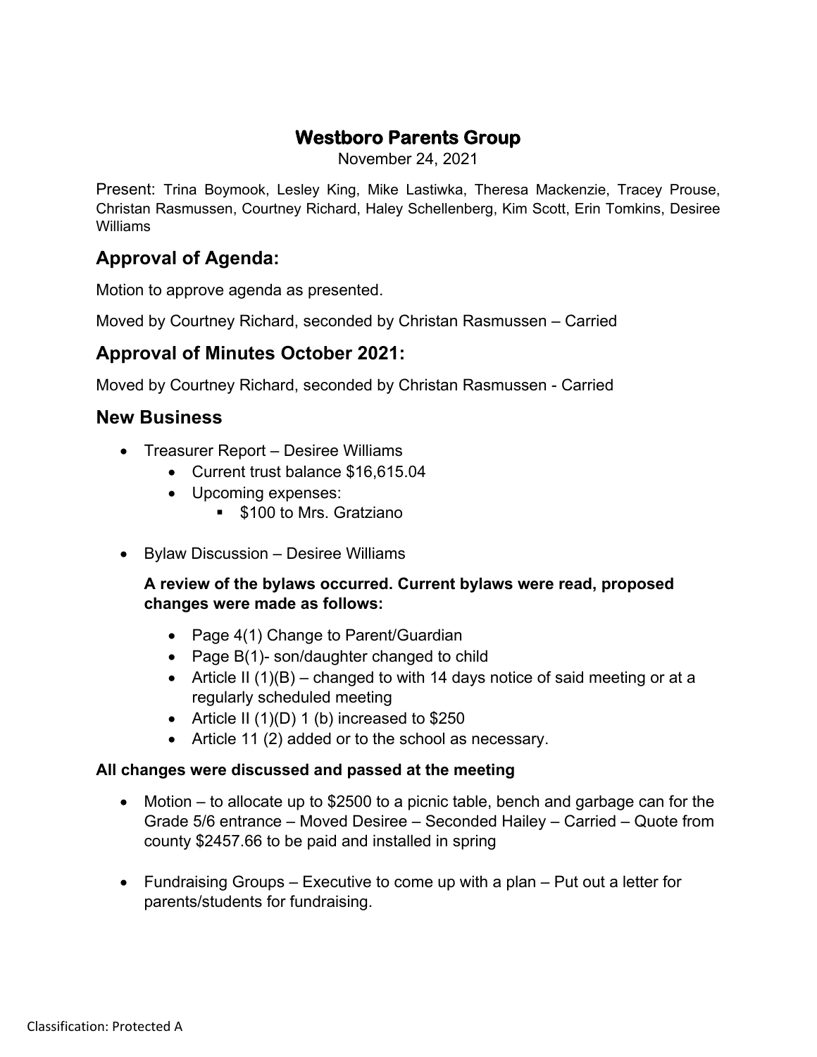# Westboro Parents Group

November 24, 2021

Present: Trina Boymook, Lesley King, Mike Lastiwka, Theresa Mackenzie, Tracey Prouse, Christan Rasmussen, Courtney Richard, Haley Schellenberg, Kim Scott, Erin Tomkins, Desiree Williams

## Approval of Agenda:

Motion to approve agenda as presented.

Moved by Courtney Richard, seconded by Christan Rasmussen – Carried

## Approval of Minutes October 2021:

Moved by Courtney Richard, seconded by Christan Rasmussen - Carried

## New Business

- Treasurer Report – Desiree Williams
    - Current trust balance $16,615.04
    - Upcoming expenses:
        - $100 to Mrs. Gratziano

- Bylaw Discussion – Desiree Williams

    **A review of the bylaws occurred. Current bylaws were read, proposed changes were made as follows:**

    - Page 4(1) Change to Parent/Guardian
    - Page B(1)- son/daughter changed to child
    - Article II (1)(B) – changed to with 14 days notice of said meeting or at a regularly scheduled meeting
    - Article II (1)(D) 1 (b) increased to $250
    - Article 11 (2) added or to the school as necessary.

**All changes were discussed and passed at the meeting**

- Motion – to allocate up to $2500 to a picnic table, bench and garbage can for the Grade 5/6 entrance – Moved Desiree – Seconded Hailey – Carried – Quote from county $2457.66 to be paid and installed in spring

- Fundraising Groups – Executive to come up with a plan – Put out a letter for parents/students for fundraising.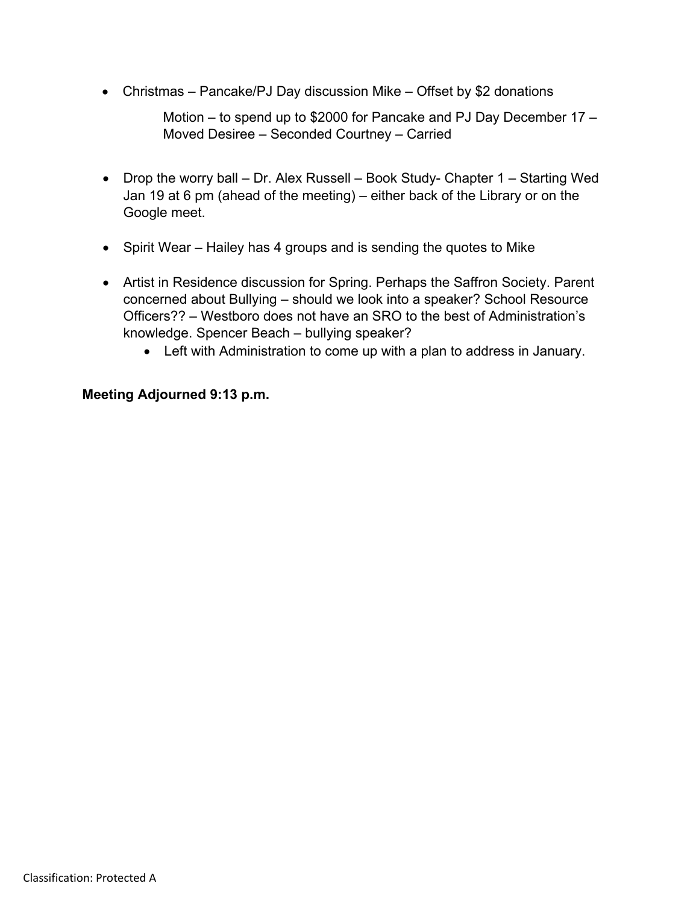- Christmas – Pancake/PJ Day discussion Mike – Offset by $2 donations

  Motion – to spend up to $2000 for Pancake and PJ Day December 17 – Moved Desiree – Seconded Courtney – Carried

- Drop the worry ball – Dr. Alex Russell – Book Study- Chapter 1 – Starting Wed Jan 19 at 6 pm (ahead of the meeting) – either back of the Library or on the Google meet.

- Spirit Wear – Hailey has 4 groups and is sending the quotes to Mike

- Artist in Residence discussion for Spring. Perhaps the Saffron Society. Parent concerned about Bullying – should we look into a speaker? School Resource Officers?? – Westboro does not have an SRO to the best of Administration's knowledge. Spencer Beach – bullying speaker?
  - Left with Administration to come up with a plan to address in January.

**Meeting Adjourned 9:13 p.m.**

Classification: Protected A